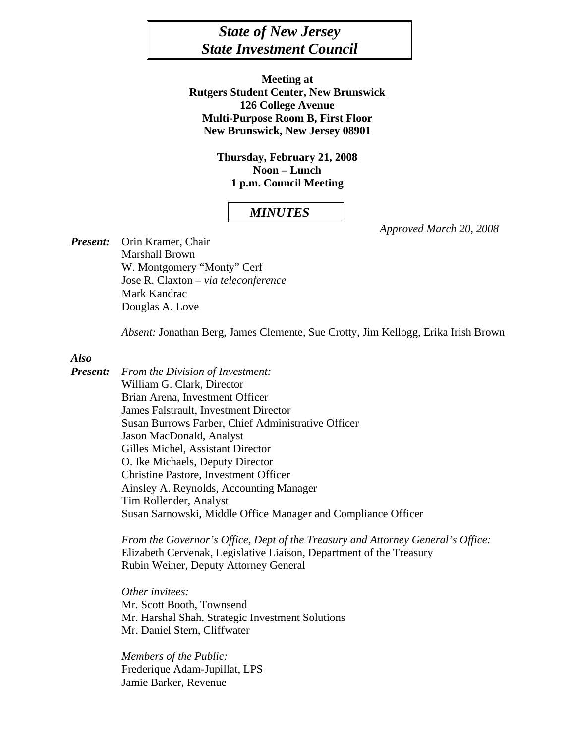# *State of New Jersey*
# *State Investment Council*

**Meeting at**
**Rutgers Student Center, New Brunswick**
**126 College Avenue**
**Multi-Purpose Room B, First Floor**
**New Brunswick, New Jersey 08901**

**Thursday, February 21, 2008**
**Noon – Lunch**
**1 p.m. Council Meeting**

## *MINUTES*

*Approved March 20, 2008*

***Present:*** Orin Kramer, Chair
Marshall Brown
W. Montgomery "Monty" Cerf
Jose R. Claxton – *via teleconference*
Mark Kandrac
Douglas A. Love

*Absent:* Jonathan Berg, James Clemente, Sue Crotty, Jim Kellogg, Erika Irish Brown

***Also Present:***

*From the Division of Investment:*
William G. Clark, Director
Brian Arena, Investment Officer
James Falstrault, Investment Director
Susan Burrows Farber, Chief Administrative Officer
Jason MacDonald, Analyst
Gilles Michel, Assistant Director
O. Ike Michaels, Deputy Director
Christine Pastore, Investment Officer
Ainsley A. Reynolds, Accounting Manager
Tim Rollender, Analyst
Susan Sarnowski, Middle Office Manager and Compliance Officer

*From the Governor's Office, Dept of the Treasury and Attorney General's Office:*
Elizabeth Cervenak, Legislative Liaison, Department of the Treasury
Rubin Weiner, Deputy Attorney General

*Other invitees:*
Mr. Scott Booth, Townsend
Mr. Harshal Shah, Strategic Investment Solutions
Mr. Daniel Stern, Cliffwater

*Members of the Public:*
Frederique Adam-Jupillat, LPS
Jamie Barker, Revenue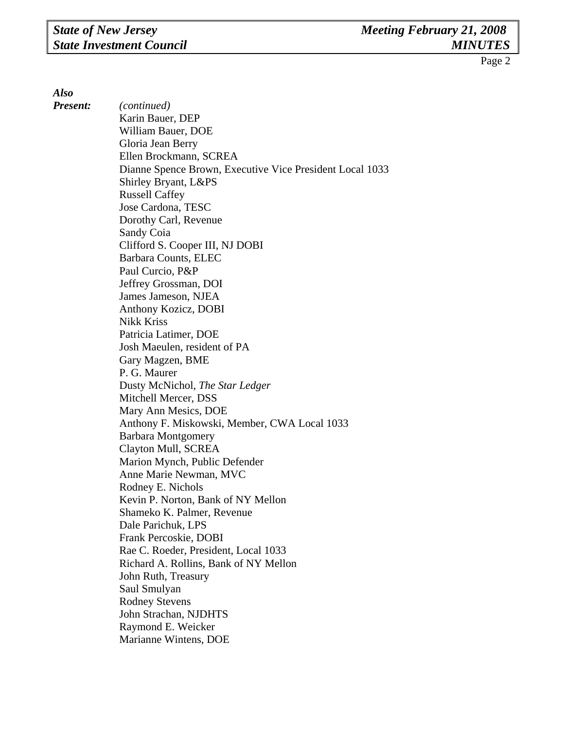***Also Present:*** *(continued)*

Karin Bauer, DEP
William Bauer, DOE
Gloria Jean Berry
Ellen Brockmann, SCREA
Dianne Spence Brown, Executive Vice President Local 1033
Shirley Bryant, L&PS
Russell Caffey
Jose Cardona, TESC
Dorothy Carl, Revenue
Sandy Coia
Clifford S. Cooper III, NJ DOBI
Barbara Counts, ELEC
Paul Curcio, P&P
Jeffrey Grossman, DOI
James Jameson, NJEA
Anthony Kozicz, DOBI
Nikk Kriss
Patricia Latimer, DOE
Josh Maeulen, resident of PA
Gary Magzen, BME
P. G. Maurer
Dusty McNichol, *The Star Ledger*
Mitchell Mercer, DSS
Mary Ann Mesics, DOE
Anthony F. Miskowski, Member, CWA Local 1033
Barbara Montgomery
Clayton Mull, SCREA
Marion Mynch, Public Defender
Anne Marie Newman, MVC
Rodney E. Nichols
Kevin P. Norton, Bank of NY Mellon
Shameko K. Palmer, Revenue
Dale Parichuk, LPS
Frank Percoskie, DOBI
Rae C. Roeder, President, Local 1033
Richard A. Rollins, Bank of NY Mellon
John Ruth, Treasury
Saul Smulyan
Rodney Stevens
John Strachan, NJDHTS
Raymond E. Weicker
Marianne Wintens, DOE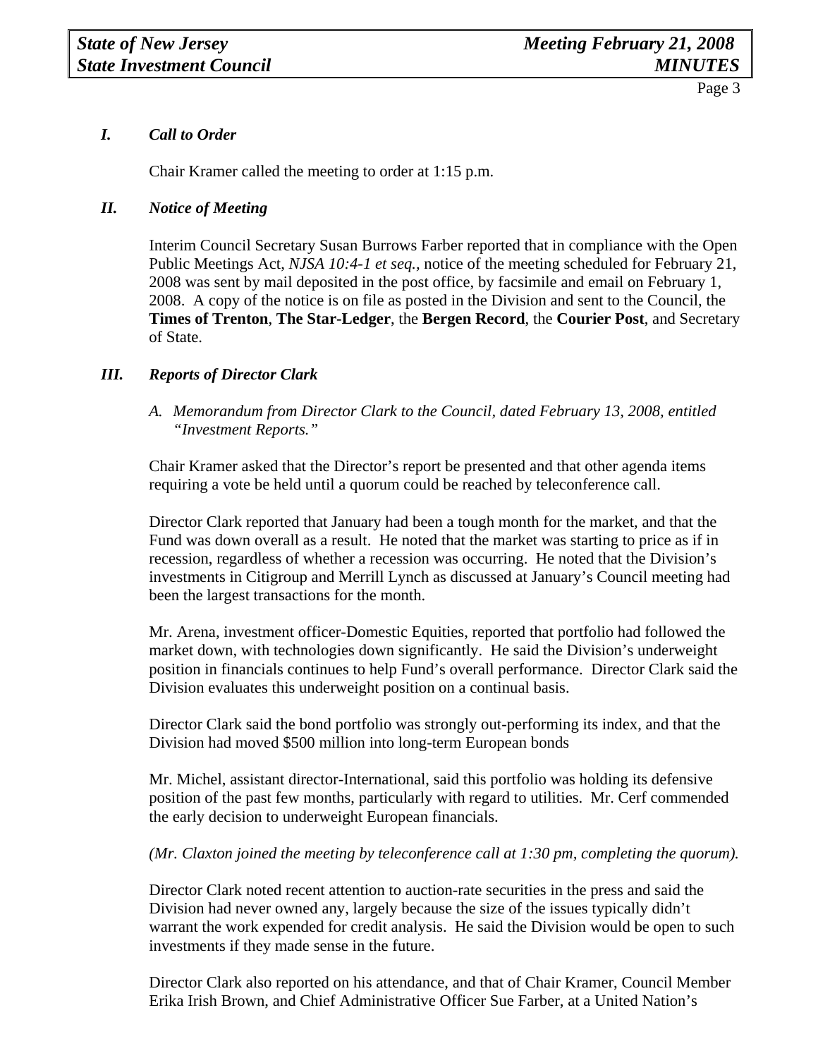## *I. Call to Order*

Chair Kramer called the meeting to order at 1:15 p.m.

## *II. Notice of Meeting*

Interim Council Secretary Susan Burrows Farber reported that in compliance with the Open Public Meetings Act, *NJSA 10:4-1 et seq.,* notice of the meeting scheduled for February 21, 2008 was sent by mail deposited in the post office, by facsimile and email on February 1, 2008. A copy of the notice is on file as posted in the Division and sent to the Council, the **Times of Trenton**, **The Star-Ledger**, the **Bergen Record**, the **Courier Post**, and Secretary of State.

## *III. Reports of Director Clark*

*A. Memorandum from Director Clark to the Council, dated February 13, 2008, entitled "Investment Reports."*

Chair Kramer asked that the Director's report be presented and that other agenda items requiring a vote be held until a quorum could be reached by teleconference call.

Director Clark reported that January had been a tough month for the market, and that the Fund was down overall as a result. He noted that the market was starting to price as if in recession, regardless of whether a recession was occurring. He noted that the Division's investments in Citigroup and Merrill Lynch as discussed at January's Council meeting had been the largest transactions for the month.

Mr. Arena, investment officer-Domestic Equities, reported that portfolio had followed the market down, with technologies down significantly. He said the Division's underweight position in financials continues to help Fund's overall performance. Director Clark said the Division evaluates this underweight position on a continual basis.

Director Clark said the bond portfolio was strongly out-performing its index, and that the Division had moved $500 million into long-term European bonds

Mr. Michel, assistant director-International, said this portfolio was holding its defensive position of the past few months, particularly with regard to utilities. Mr. Cerf commended the early decision to underweight European financials.

*(Mr. Claxton joined the meeting by teleconference call at 1:30 pm, completing the quorum).*

Director Clark noted recent attention to auction-rate securities in the press and said the Division had never owned any, largely because the size of the issues typically didn't warrant the work expended for credit analysis. He said the Division would be open to such investments if they made sense in the future.

Director Clark also reported on his attendance, and that of Chair Kramer, Council Member Erika Irish Brown, and Chief Administrative Officer Sue Farber, at a United Nation's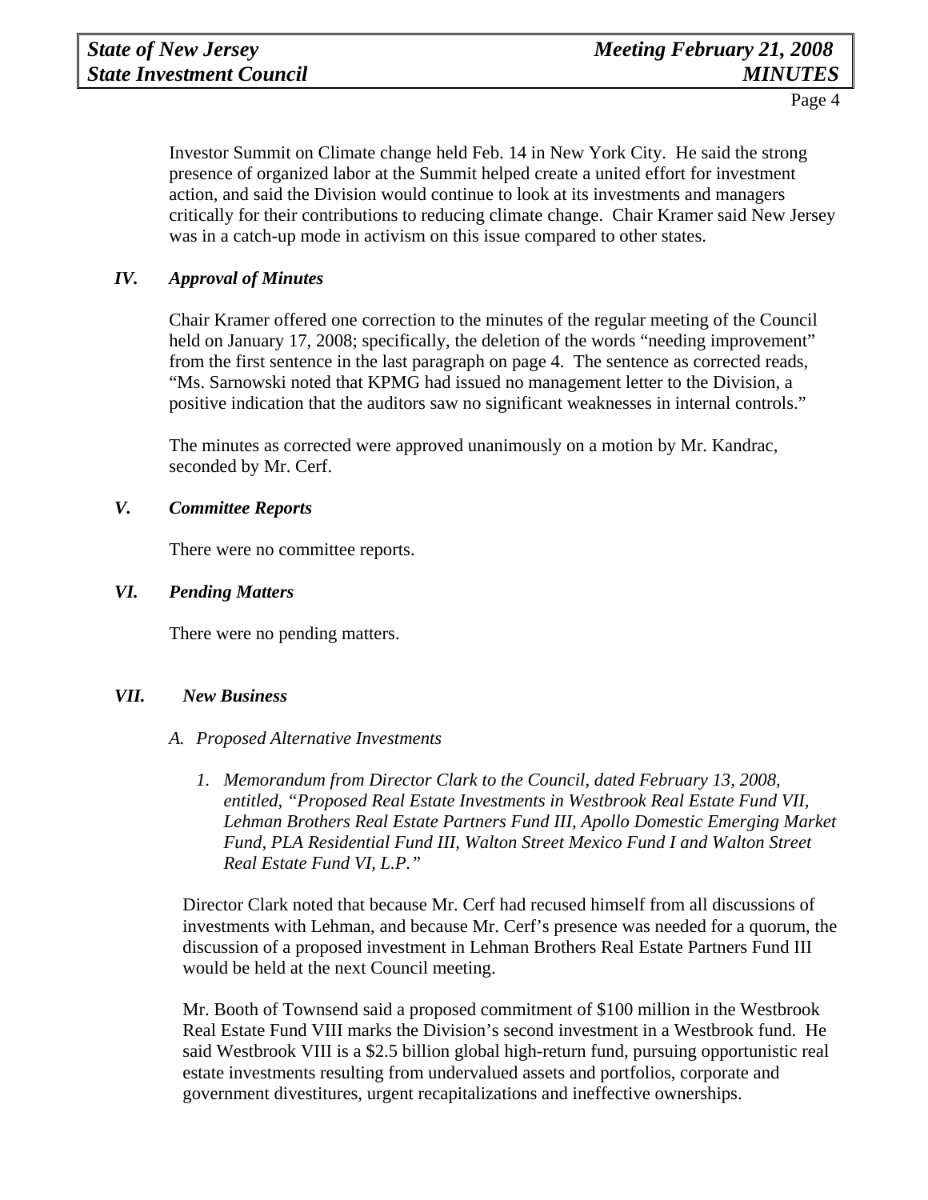Investor Summit on Climate change held Feb. 14 in New York City. He said the strong presence of organized labor at the Summit helped create a united effort for investment action, and said the Division would continue to look at its investments and managers critically for their contributions to reducing climate change. Chair Kramer said New Jersey was in a catch-up mode in activism on this issue compared to other states.

## *IV. Approval of Minutes*

Chair Kramer offered one correction to the minutes of the regular meeting of the Council held on January 17, 2008; specifically, the deletion of the words "needing improvement" from the first sentence in the last paragraph on page 4. The sentence as corrected reads, "Ms. Sarnowski noted that KPMG had issued no management letter to the Division, a positive indication that the auditors saw no significant weaknesses in internal controls."

The minutes as corrected were approved unanimously on a motion by Mr. Kandrac, seconded by Mr. Cerf.

## *V. Committee Reports*

There were no committee reports.

## *VI. Pending Matters*

There were no pending matters.

## *VII. New Business*

### *A. Proposed Alternative Investments*

*1. Memorandum from Director Clark to the Council, dated February 13, 2008, entitled, "Proposed Real Estate Investments in Westbrook Real Estate Fund VII, Lehman Brothers Real Estate Partners Fund III, Apollo Domestic Emerging Market Fund, PLA Residential Fund III, Walton Street Mexico Fund I and Walton Street Real Estate Fund VI, L.P."*

Director Clark noted that because Mr. Cerf had recused himself from all discussions of investments with Lehman, and because Mr. Cerf's presence was needed for a quorum, the discussion of a proposed investment in Lehman Brothers Real Estate Partners Fund III would be held at the next Council meeting.

Mr. Booth of Townsend said a proposed commitment of $100 million in the Westbrook Real Estate Fund VIII marks the Division's second investment in a Westbrook fund. He said Westbrook VIII is a $2.5 billion global high-return fund, pursuing opportunistic real estate investments resulting from undervalued assets and portfolios, corporate and government divestitures, urgent recapitalizations and ineffective ownerships.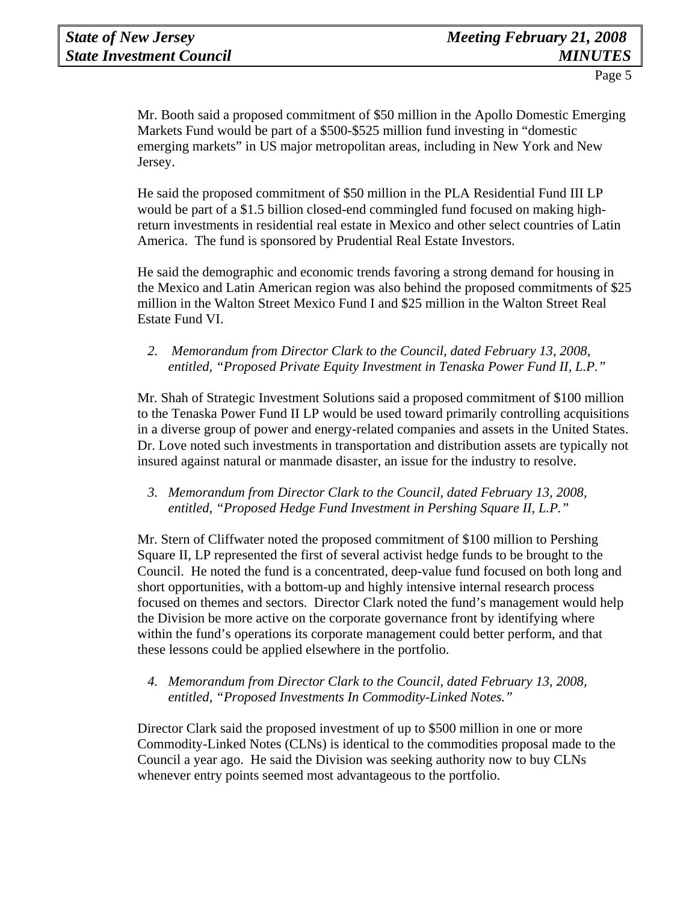Mr. Booth said a proposed commitment of $50 million in the Apollo Domestic Emerging Markets Fund would be part of a $500-$525 million fund investing in "domestic emerging markets" in US major metropolitan areas, including in New York and New Jersey.

He said the proposed commitment of $50 million in the PLA Residential Fund III LP would be part of a $1.5 billion closed-end commingled fund focused on making high-return investments in residential real estate in Mexico and other select countries of Latin America. The fund is sponsored by Prudential Real Estate Investors.

He said the demographic and economic trends favoring a strong demand for housing in the Mexico and Latin American region was also behind the proposed commitments of $25 million in the Walton Street Mexico Fund I and $25 million in the Walton Street Real Estate Fund VI.

2. *Memorandum from Director Clark to the Council, dated February 13, 2008, entitled, "Proposed Private Equity Investment in Tenaska Power Fund II, L.P."*

Mr. Shah of Strategic Investment Solutions said a proposed commitment of $100 million to the Tenaska Power Fund II LP would be used toward primarily controlling acquisitions in a diverse group of power and energy-related companies and assets in the United States. Dr. Love noted such investments in transportation and distribution assets are typically not insured against natural or manmade disaster, an issue for the industry to resolve.

3. *Memorandum from Director Clark to the Council, dated February 13, 2008, entitled, "Proposed Hedge Fund Investment in Pershing Square II, L.P."*

Mr. Stern of Cliffwater noted the proposed commitment of $100 million to Pershing Square II, LP represented the first of several activist hedge funds to be brought to the Council. He noted the fund is a concentrated, deep-value fund focused on both long and short opportunities, with a bottom-up and highly intensive internal research process focused on themes and sectors. Director Clark noted the fund's management would help the Division be more active on the corporate governance front by identifying where within the fund's operations its corporate management could better perform, and that these lessons could be applied elsewhere in the portfolio.

4. *Memorandum from Director Clark to the Council, dated February 13, 2008, entitled, "Proposed Investments In Commodity-Linked Notes."*

Director Clark said the proposed investment of up to $500 million in one or more Commodity-Linked Notes (CLNs) is identical to the commodities proposal made to the Council a year ago. He said the Division was seeking authority now to buy CLNs whenever entry points seemed most advantageous to the portfolio.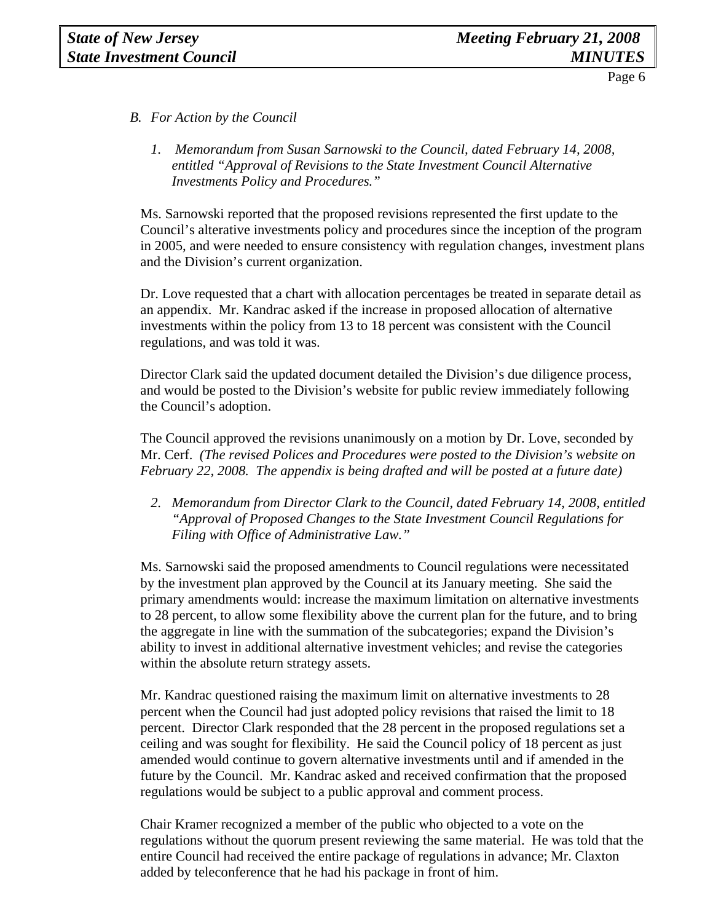*B. For Action by the Council*

*1. Memorandum from Susan Sarnowski to the Council, dated February 14, 2008, entitled "Approval of Revisions to the State Investment Council Alternative Investments Policy and Procedures."*

Ms. Sarnowski reported that the proposed revisions represented the first update to the Council's alterative investments policy and procedures since the inception of the program in 2005, and were needed to ensure consistency with regulation changes, investment plans and the Division's current organization.

Dr. Love requested that a chart with allocation percentages be treated in separate detail as an appendix. Mr. Kandrac asked if the increase in proposed allocation of alternative investments within the policy from 13 to 18 percent was consistent with the Council regulations, and was told it was.

Director Clark said the updated document detailed the Division's due diligence process, and would be posted to the Division's website for public review immediately following the Council's adoption.

The Council approved the revisions unanimously on a motion by Dr. Love, seconded by Mr. Cerf. *(The revised Polices and Procedures were posted to the Division's website on February 22, 2008. The appendix is being drafted and will be posted at a future date)*

*2. Memorandum from Director Clark to the Council, dated February 14, 2008, entitled "Approval of Proposed Changes to the State Investment Council Regulations for Filing with Office of Administrative Law."*

Ms. Sarnowski said the proposed amendments to Council regulations were necessitated by the investment plan approved by the Council at its January meeting. She said the primary amendments would: increase the maximum limitation on alternative investments to 28 percent, to allow some flexibility above the current plan for the future, and to bring the aggregate in line with the summation of the subcategories; expand the Division's ability to invest in additional alternative investment vehicles; and revise the categories within the absolute return strategy assets.

Mr. Kandrac questioned raising the maximum limit on alternative investments to 28 percent when the Council had just adopted policy revisions that raised the limit to 18 percent. Director Clark responded that the 28 percent in the proposed regulations set a ceiling and was sought for flexibility. He said the Council policy of 18 percent as just amended would continue to govern alternative investments until and if amended in the future by the Council. Mr. Kandrac asked and received confirmation that the proposed regulations would be subject to a public approval and comment process.

Chair Kramer recognized a member of the public who objected to a vote on the regulations without the quorum present reviewing the same material. He was told that the entire Council had received the entire package of regulations in advance; Mr. Claxton added by teleconference that he had his package in front of him.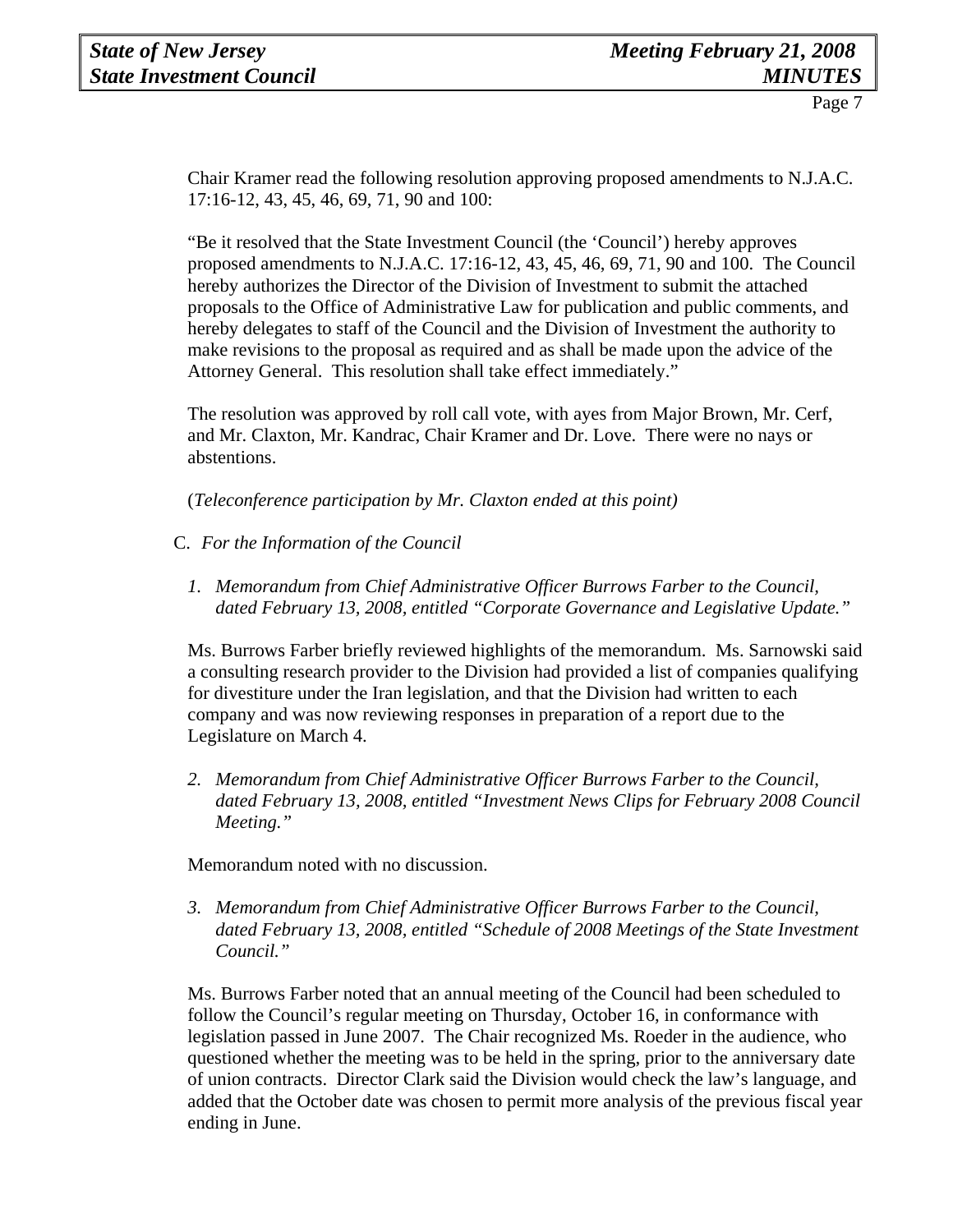Chair Kramer read the following resolution approving proposed amendments to N.J.A.C. 17:16-12, 43, 45, 46, 69, 71, 90 and 100:

"Be it resolved that the State Investment Council (the 'Council') hereby approves proposed amendments to N.J.A.C. 17:16-12, 43, 45, 46, 69, 71, 90 and 100. The Council hereby authorizes the Director of the Division of Investment to submit the attached proposals to the Office of Administrative Law for publication and public comments, and hereby delegates to staff of the Council and the Division of Investment the authority to make revisions to the proposal as required and as shall be made upon the advice of the Attorney General. This resolution shall take effect immediately."

The resolution was approved by roll call vote, with ayes from Major Brown, Mr. Cerf, and Mr. Claxton, Mr. Kandrac, Chair Kramer and Dr. Love. There were no nays or abstentions.

(*Teleconference participation by Mr. Claxton ended at this point)*

C. *For the Information of the Council*

1. *Memorandum from Chief Administrative Officer Burrows Farber to the Council, dated February 13, 2008, entitled "Corporate Governance and Legislative Update."*

Ms. Burrows Farber briefly reviewed highlights of the memorandum. Ms. Sarnowski said a consulting research provider to the Division had provided a list of companies qualifying for divestiture under the Iran legislation, and that the Division had written to each company and was now reviewing responses in preparation of a report due to the Legislature on March 4.

2. *Memorandum from Chief Administrative Officer Burrows Farber to the Council, dated February 13, 2008, entitled "Investment News Clips for February 2008 Council Meeting."*

Memorandum noted with no discussion.

3. *Memorandum from Chief Administrative Officer Burrows Farber to the Council, dated February 13, 2008, entitled "Schedule of 2008 Meetings of the State Investment Council."*

Ms. Burrows Farber noted that an annual meeting of the Council had been scheduled to follow the Council's regular meeting on Thursday, October 16, in conformance with legislation passed in June 2007. The Chair recognized Ms. Roeder in the audience, who questioned whether the meeting was to be held in the spring, prior to the anniversary date of union contracts. Director Clark said the Division would check the law's language, and added that the October date was chosen to permit more analysis of the previous fiscal year ending in June.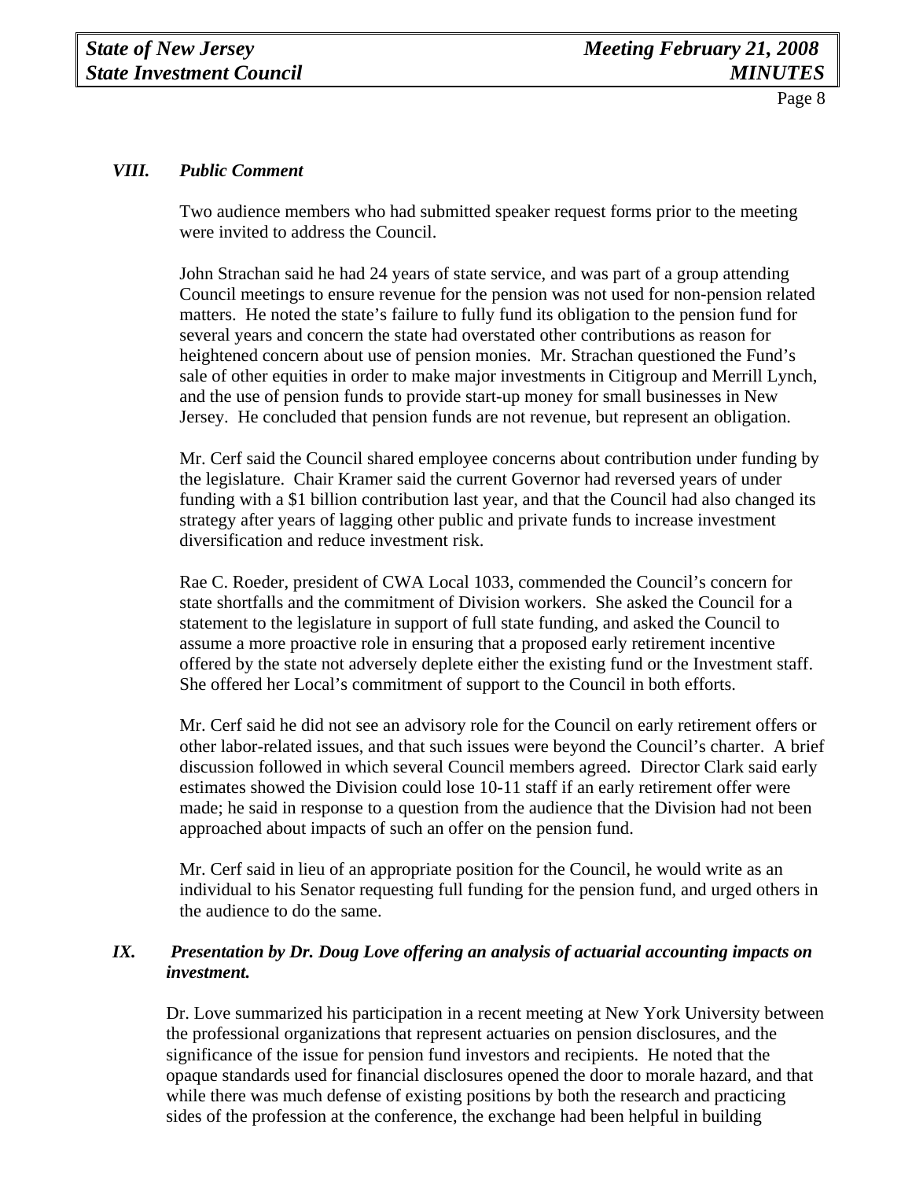### VIII. *Public Comment*

Two audience members who had submitted speaker request forms prior to the meeting were invited to address the Council.

John Strachan said he had 24 years of state service, and was part of a group attending Council meetings to ensure revenue for the pension was not used for non-pension related matters. He noted the state's failure to fully fund its obligation to the pension fund for several years and concern the state had overstated other contributions as reason for heightened concern about use of pension monies. Mr. Strachan questioned the Fund's sale of other equities in order to make major investments in Citigroup and Merrill Lynch, and the use of pension funds to provide start-up money for small businesses in New Jersey. He concluded that pension funds are not revenue, but represent an obligation.

Mr. Cerf said the Council shared employee concerns about contribution under funding by the legislature. Chair Kramer said the current Governor had reversed years of under funding with a $1 billion contribution last year, and that the Council had also changed its strategy after years of lagging other public and private funds to increase investment diversification and reduce investment risk.

Rae C. Roeder, president of CWA Local 1033, commended the Council's concern for state shortfalls and the commitment of Division workers. She asked the Council for a statement to the legislature in support of full state funding, and asked the Council to assume a more proactive role in ensuring that a proposed early retirement incentive offered by the state not adversely deplete either the existing fund or the Investment staff. She offered her Local's commitment of support to the Council in both efforts.

Mr. Cerf said he did not see an advisory role for the Council on early retirement offers or other labor-related issues, and that such issues were beyond the Council's charter. A brief discussion followed in which several Council members agreed. Director Clark said early estimates showed the Division could lose 10-11 staff if an early retirement offer were made; he said in response to a question from the audience that the Division had not been approached about impacts of such an offer on the pension fund.

Mr. Cerf said in lieu of an appropriate position for the Council, he would write as an individual to his Senator requesting full funding for the pension fund, and urged others in the audience to do the same.

### IX. *Presentation by Dr. Doug Love offering an analysis of actuarial accounting impacts on investment.*

Dr. Love summarized his participation in a recent meeting at New York University between the professional organizations that represent actuaries on pension disclosures, and the significance of the issue for pension fund investors and recipients. He noted that the opaque standards used for financial disclosures opened the door to morale hazard, and that while there was much defense of existing positions by both the research and practicing sides of the profession at the conference, the exchange had been helpful in building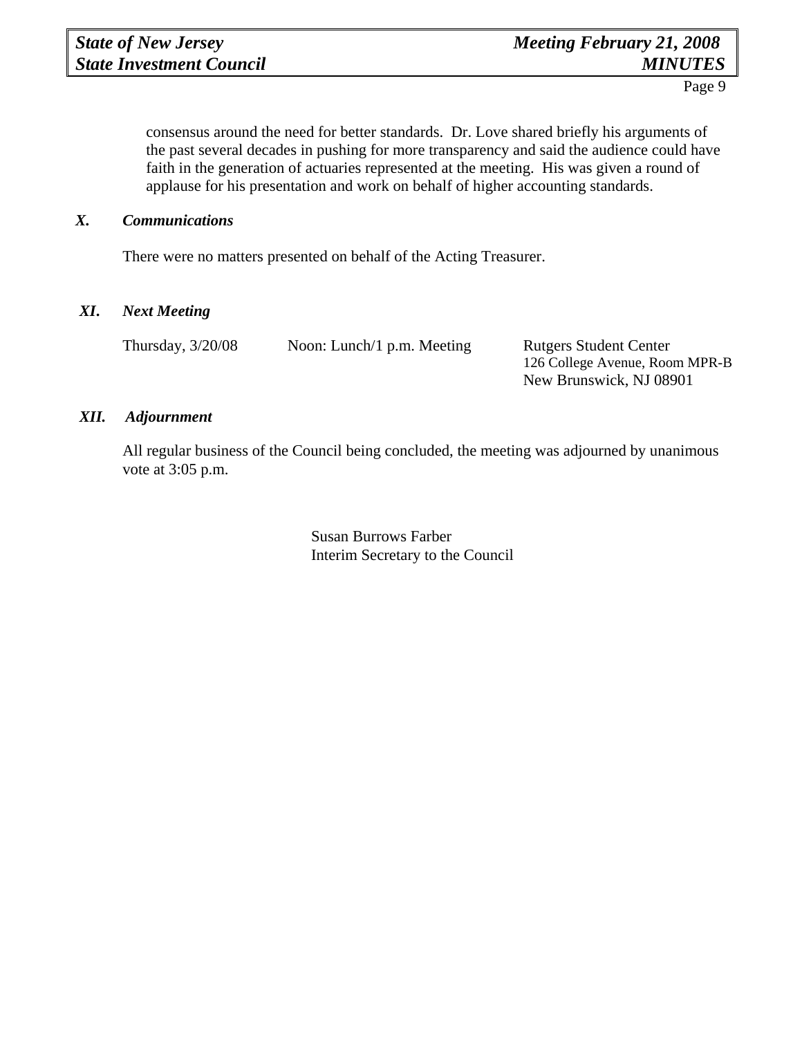consensus around the need for better standards. Dr. Love shared briefly his arguments of the past several decades in pushing for more transparency and said the audience could have faith in the generation of actuaries represented at the meeting. His was given a round of applause for his presentation and work on behalf of higher accounting standards.

### *X. Communications*

There were no matters presented on behalf of the Acting Treasurer.

### *XI. Next Meeting*

| | | |
|---|---|---|
| Thursday, 3/20/08 | Noon: Lunch/1 p.m. Meeting | Rutgers Student Center<br>126 College Avenue, Room MPR-B<br>New Brunswick, NJ 08901 |

### *XII. Adjournment*

All regular business of the Council being concluded, the meeting was adjourned by unanimous vote at 3:05 p.m.

Susan Burrows Farber
Interim Secretary to the Council